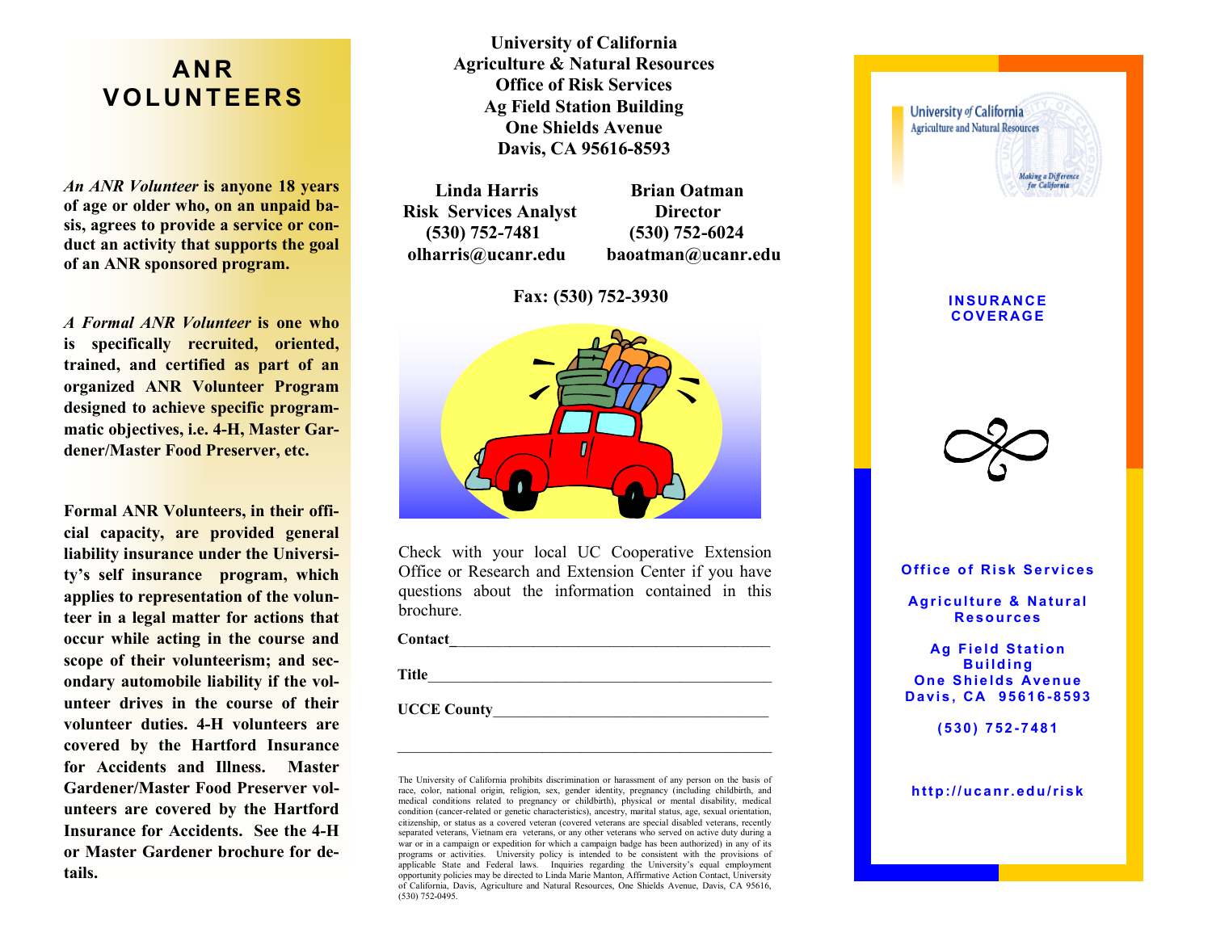# ANR VOLUNTEERS

***An ANR Volunteer*** **is anyone 18 years of age or older who, on an unpaid basis, agrees to provide a service or conduct an activity that supports the goal of an ANR sponsored program.**

***A Formal ANR Volunteer*** **is one who is specifically recruited, oriented, trained, and certified as part of an organized ANR Volunteer Program designed to achieve specific programmatic objectives, i.e. 4-H, Master Gardener/Master Food Preserver, etc.**

**Formal ANR Volunteers, in their official capacity, are provided general liability insurance under the University's self insurance program, which applies to representation of the volunteer in a legal matter for actions that occur while acting in the course and scope of their volunteerism; and secondary automobile liability if the volunteer drives in the course of their volunteer duties. 4-H volunteers are covered by the Hartford Insurance for Accidents and Illness. Master Gardener/Master Food Preserver volunteers are covered by the Hartford Insurance for Accidents. See the 4-H or Master Gardener brochure for details.**

**University of California**
**Agriculture & Natural Resources**
**Office of Risk Services**
**Ag Field Station Building**
**One Shields Avenue**
**Davis, CA 95616-8593**

| Linda Harris | Brian Oatman |
|---|---|
| Risk Services Analyst | Director |
| (530) 752-7481 | (530) 752-6024 |
| olharris@ucanr.edu | baoatman@ucanr.edu |

**Fax: (530) 752-3930**

Check with your local UC Cooperative Extension Office or Research and Extension Center if you have questions about the information contained in this brochure.

**Contact**\_\_\_\_\_\_\_\_\_\_\_\_\_\_\_\_\_\_\_\_\_\_\_\_\_\_\_\_\_\_\_\_\_\_\_\_\_\_\_

**Title**\_\_\_\_\_\_\_\_\_\_\_\_\_\_\_\_\_\_\_\_\_\_\_\_\_\_\_\_\_\_\_\_\_\_\_\_\_\_\_\_\_

**UCCE County**\_\_\_\_\_\_\_\_\_\_\_\_\_\_\_\_\_\_\_\_\_\_\_\_\_\_\_\_\_\_\_\_\_\_

The University of California prohibits discrimination or harassment of any person on the basis of race, color, national origin, religion, sex, gender identity, pregnancy (including childbirth, and medical conditions related to pregnancy or childbirth), physical or mental disability, medical condition (cancer-related or genetic characteristics), ancestry, marital status, age, sexual orientation, citizenship, or status as a covered veteran (covered veterans are special disabled veterans, recently separated veterans, Vietnam era veterans, or any other veterans who served on active duty during a war or in a campaign or expedition for which a campaign badge has been authorized) in any of its programs or activities. University policy is intended to be consistent with the provisions of applicable State and Federal laws. Inquiries regarding the University's equal employment opportunity policies may be directed to Linda Marie Manton, Affirmative Action Contact, University of California, Davis, Agriculture and Natural Resources, One Shields Avenue, Davis, CA 95616, (530) 752-0495.

University of California
Agriculture and Natural Resources
Making a Difference for California

## INSURANCE COVERAGE

**Office of Risk Services**

**Agriculture & Natural Resources**

**Ag Field Station Building**
**One Shields Avenue**
**Davis, CA 95616-8593**

**(530) 752-7481**

**http://ucanr.edu/risk**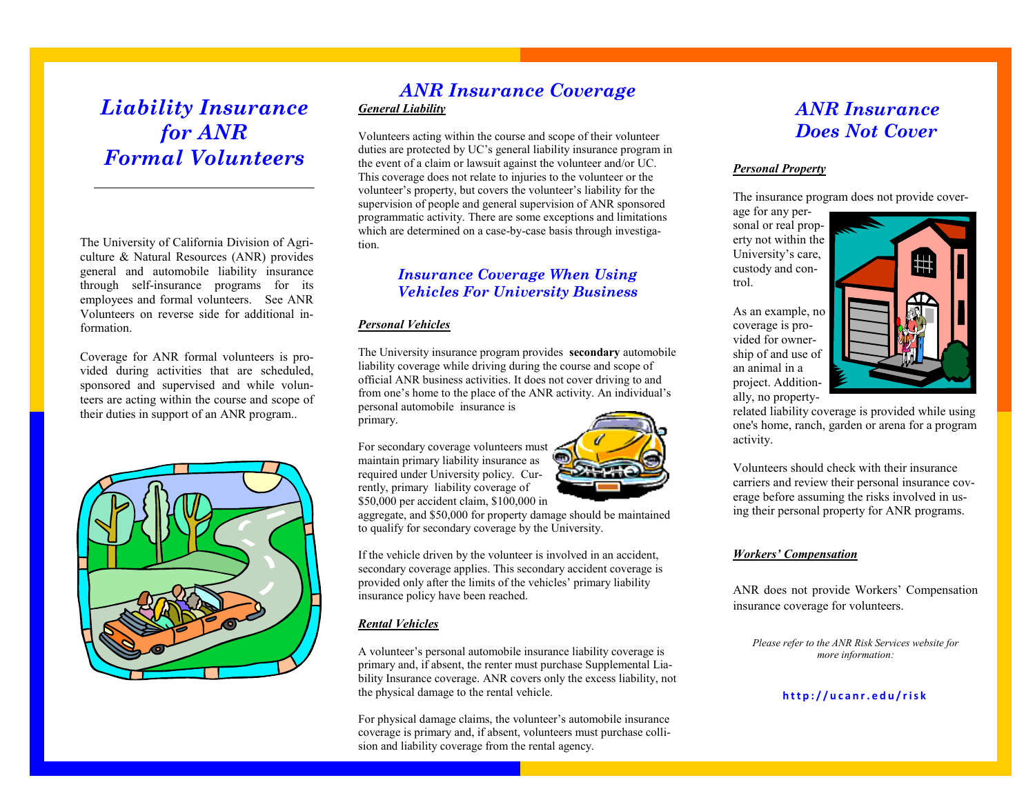# Liability Insurance for ANR Formal Volunteers

The University of California Division of Agriculture & Natural Resources (ANR) provides general and automobile liability insurance through self-insurance programs for its employees and formal volunteers. See ANR Volunteers on reverse side for additional information.

Coverage for ANR formal volunteers is provided during activities that are scheduled, sponsored and supervised and while volunteers are acting within the course and scope of their duties in support of an ANR program..

# ANR Insurance Coverage

***General Liability***

Volunteers acting within the course and scope of their volunteer duties are protected by UC's general liability insurance program in the event of a claim or lawsuit against the volunteer and/or UC. This coverage does not relate to injuries to the volunteer or the volunteer's property, but covers the volunteer's liability for the supervision of people and general supervision of ANR sponsored programmatic activity. There are some exceptions and limitations which are determined on a case-by-case basis through investigation.

## Insurance Coverage When Using Vehicles For University Business

***Personal Vehicles***

The University insurance program provides **secondary** automobile liability coverage while driving during the course and scope of official ANR business activities. It does not cover driving to and from one's home to the place of the ANR activity. An individual's personal automobile insurance is primary.

For secondary coverage volunteers must maintain primary liability insurance as required under University policy. Currently, primary liability coverage of $50,000 per accident claim, $100,000 in aggregate, and $50,000 for property damage should be maintained to qualify for secondary coverage by the University.

If the vehicle driven by the volunteer is involved in an accident, secondary coverage applies. This secondary accident coverage is provided only after the limits of the vehicles' primary liability insurance policy have been reached.

***Rental Vehicles***

A volunteer's personal automobile insurance liability coverage is primary and, if absent, the renter must purchase Supplemental Liability Insurance coverage. ANR covers only the excess liability, not the physical damage to the rental vehicle.

For physical damage claims, the volunteer's automobile insurance coverage is primary and, if absent, volunteers must purchase collision and liability coverage from the rental agency.

# ANR Insurance Does Not Cover

***Personal Property***

The insurance program does not provide coverage for any personal or real property not within the University's care, custody and control.

As an example, no coverage is provided for ownership of and use of an animal in a project. Additionally, no property-related liability coverage is provided while using one's home, ranch, garden or arena for a program activity.

Volunteers should check with their insurance carriers and review their personal insurance coverage before assuming the risks involved in using their personal property for ANR programs.

***Workers' Compensation***

ANR does not provide Workers' Compensation insurance coverage for volunteers.

*Please refer to the ANR Risk Services website for more information:*

**http://ucanr.edu/risk**